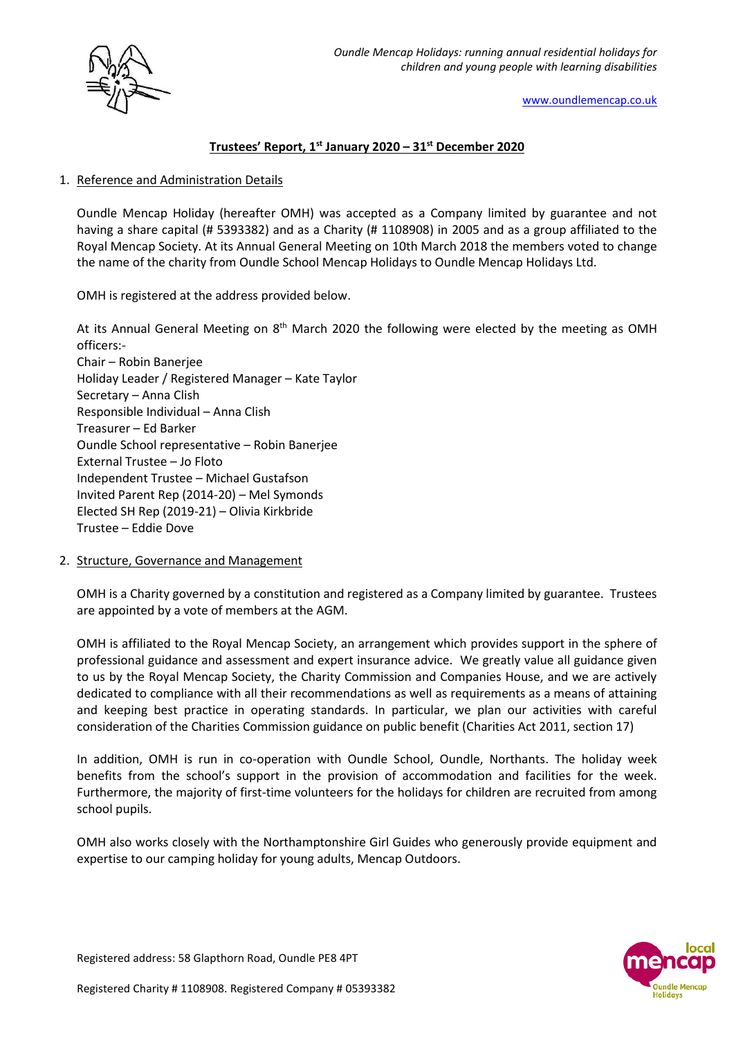*Oundle Mencap Holidays: running annual residential holidays for children and young people with learning disabilities*

www.oundlemencap.co.uk

# Trustees' Report, 1st January 2020 – 31st December 2020

1. Reference and Administration Details

Oundle Mencap Holiday (hereafter OMH) was accepted as a Company limited by guarantee and not having a share capital (# 5393382) and as a Charity (# 1108908) in 2005 and as a group affiliated to the Royal Mencap Society. At its Annual General Meeting on 10th March 2018 the members voted to change the name of the charity from Oundle School Mencap Holidays to Oundle Mencap Holidays Ltd.

OMH is registered at the address provided below.

At its Annual General Meeting on 8th March 2020 the following were elected by the meeting as OMH officers:-

Chair – Robin Banerjee
Holiday Leader / Registered Manager – Kate Taylor
Secretary – Anna Clish
Responsible Individual – Anna Clish
Treasurer – Ed Barker
Oundle School representative – Robin Banerjee
External Trustee – Jo Floto
Independent Trustee – Michael Gustafson
Invited Parent Rep (2014-20) – Mel Symonds
Elected SH Rep (2019-21) – Olivia Kirkbride
Trustee – Eddie Dove

2. Structure, Governance and Management

OMH is a Charity governed by a constitution and registered as a Company limited by guarantee. Trustees are appointed by a vote of members at the AGM.

OMH is affiliated to the Royal Mencap Society, an arrangement which provides support in the sphere of professional guidance and assessment and expert insurance advice. We greatly value all guidance given to us by the Royal Mencap Society, the Charity Commission and Companies House, and we are actively dedicated to compliance with all their recommendations as well as requirements as a means of attaining and keeping best practice in operating standards. In particular, we plan our activities with careful consideration of the Charities Commission guidance on public benefit (Charities Act 2011, section 17)

In addition, OMH is run in co-operation with Oundle School, Oundle, Northants. The holiday week benefits from the school's support in the provision of accommodation and facilities for the week. Furthermore, the majority of first-time volunteers for the holidays for children are recruited from among school pupils.

OMH also works closely with the Northamptonshire Girl Guides who generously provide equipment and expertise to our camping holiday for young adults, Mencap Outdoors.

Registered address: 58 Glapthorn Road, Oundle PE8 4PT

Registered Charity # 1108908. Registered Company # 05393382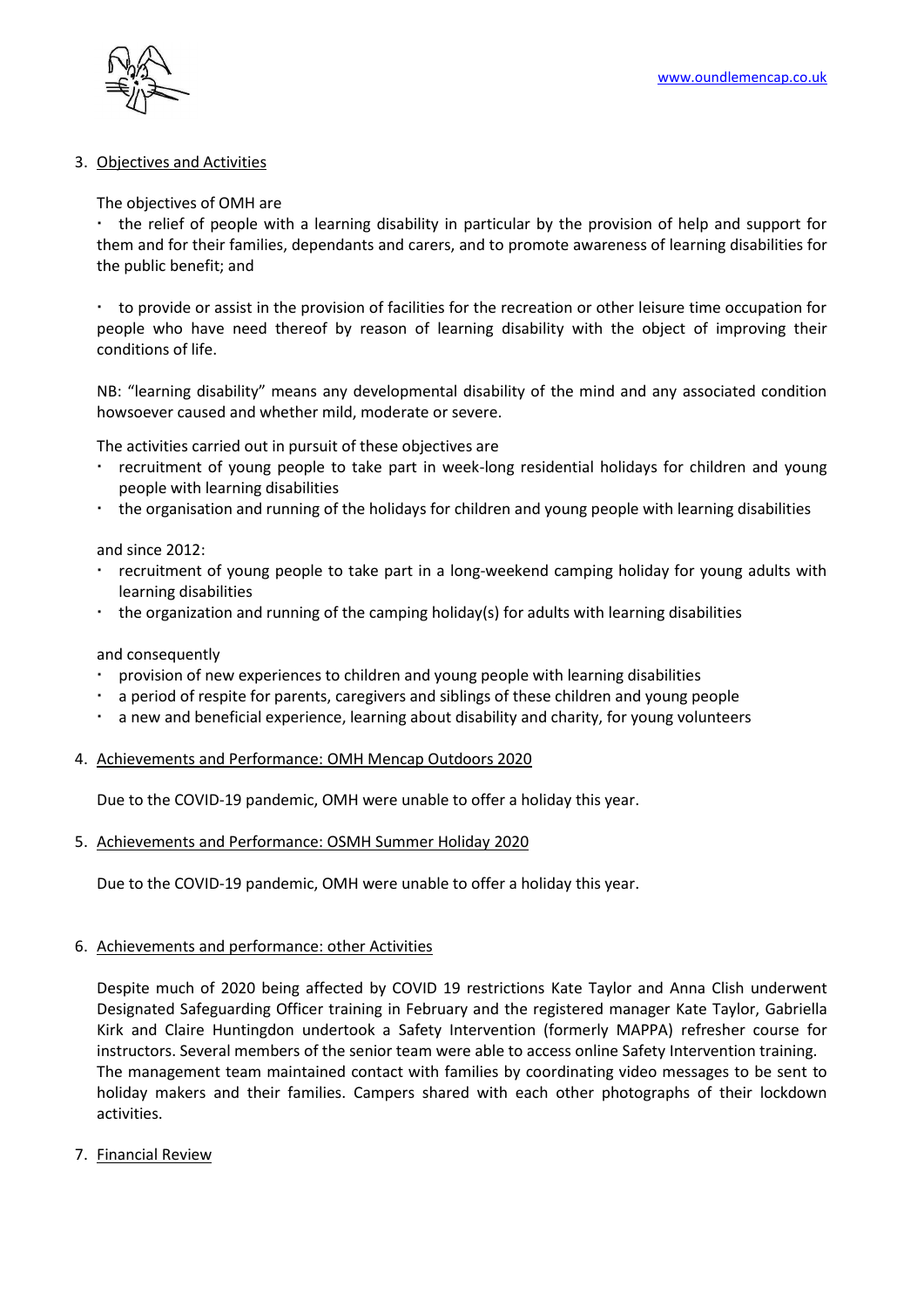3. Objectives and Activities

The objectives of OMH are

- the relief of people with a learning disability in particular by the provision of help and support for them and for their families, dependants and carers, and to promote awareness of learning disabilities for the public benefit; and

- to provide or assist in the provision of facilities for the recreation or other leisure time occupation for people who have need thereof by reason of learning disability with the object of improving their conditions of life.

NB: "learning disability" means any developmental disability of the mind and any associated condition howsoever caused and whether mild, moderate or severe.

The activities carried out in pursuit of these objectives are

- recruitment of young people to take part in week-long residential holidays for children and young people with learning disabilities
- the organisation and running of the holidays for children and young people with learning disabilities

and since 2012:

- recruitment of young people to take part in a long-weekend camping holiday for young adults with learning disabilities
- the organization and running of the camping holiday(s) for adults with learning disabilities

and consequently

- provision of new experiences to children and young people with learning disabilities
- a period of respite for parents, caregivers and siblings of these children and young people
- a new and beneficial experience, learning about disability and charity, for young volunteers

4. Achievements and Performance: OMH Mencap Outdoors 2020

Due to the COVID-19 pandemic, OMH were unable to offer a holiday this year.

5. Achievements and Performance: OSMH Summer Holiday 2020

Due to the COVID-19 pandemic, OMH were unable to offer a holiday this year.

6. Achievements and performance: other Activities

Despite much of 2020 being affected by COVID 19 restrictions Kate Taylor and Anna Clish underwent Designated Safeguarding Officer training in February and the registered manager Kate Taylor, Gabriella Kirk and Claire Huntingdon undertook a Safety Intervention (formerly MAPPA) refresher course for instructors. Several members of the senior team were able to access online Safety Intervention training.
The management team maintained contact with families by coordinating video messages to be sent to holiday makers and their families. Campers shared with each other photographs of their lockdown activities.

7. Financial Review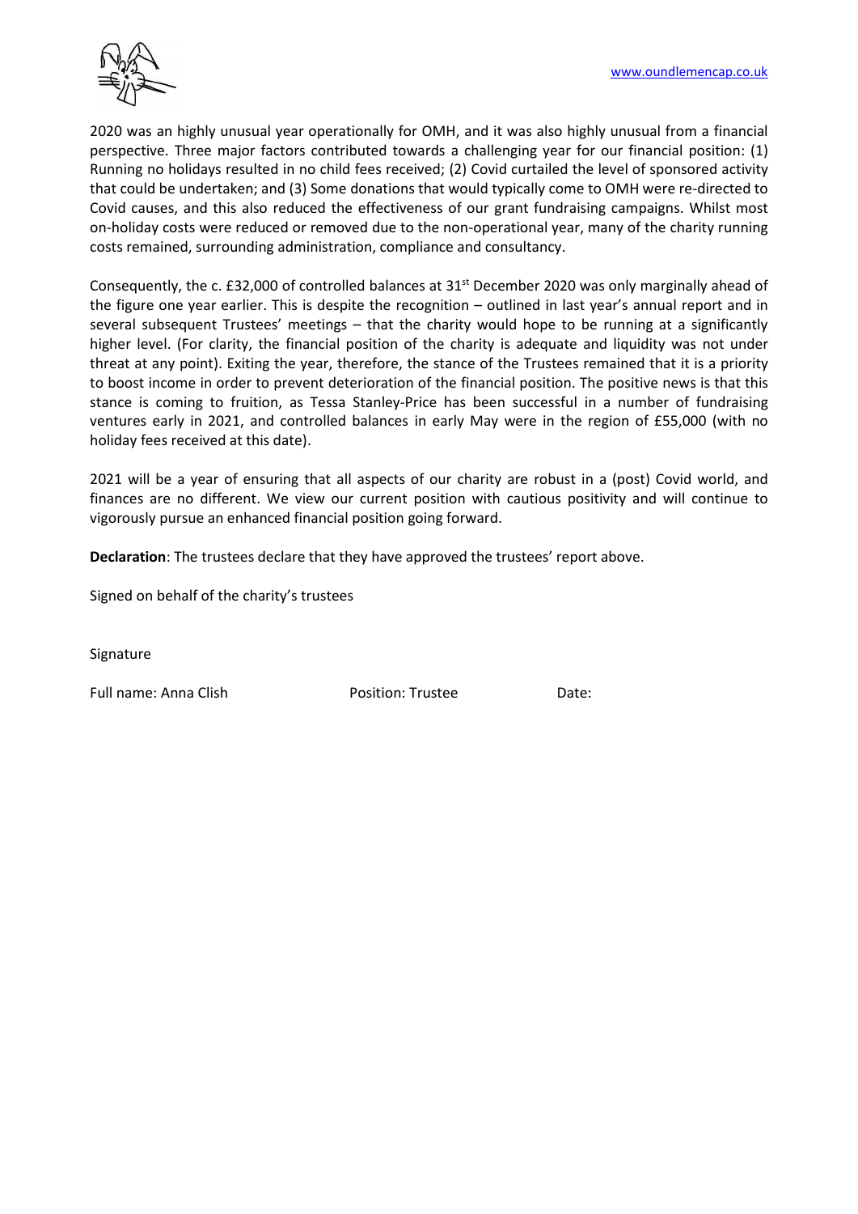2020 was an highly unusual year operationally for OMH, and it was also highly unusual from a financial perspective. Three major factors contributed towards a challenging year for our financial position: (1) Running no holidays resulted in no child fees received; (2) Covid curtailed the level of sponsored activity that could be undertaken; and (3) Some donations that would typically come to OMH were re-directed to Covid causes, and this also reduced the effectiveness of our grant fundraising campaigns. Whilst most on-holiday costs were reduced or removed due to the non-operational year, many of the charity running costs remained, surrounding administration, compliance and consultancy.

Consequently, the c. £32,000 of controlled balances at 31st December 2020 was only marginally ahead of the figure one year earlier. This is despite the recognition – outlined in last year's annual report and in several subsequent Trustees' meetings – that the charity would hope to be running at a significantly higher level. (For clarity, the financial position of the charity is adequate and liquidity was not under threat at any point). Exiting the year, therefore, the stance of the Trustees remained that it is a priority to boost income in order to prevent deterioration of the financial position. The positive news is that this stance is coming to fruition, as Tessa Stanley-Price has been successful in a number of fundraising ventures early in 2021, and controlled balances in early May were in the region of £55,000 (with no holiday fees received at this date).

2021 will be a year of ensuring that all aspects of our charity are robust in a (post) Covid world, and finances are no different. We view our current position with cautious positivity and will continue to vigorously pursue an enhanced financial position going forward.

**Declaration**: The trustees declare that they have approved the trustees' report above.

Signed on behalf of the charity's trustees

Signature

Full name: Anna Clish Position: Trustee Date: